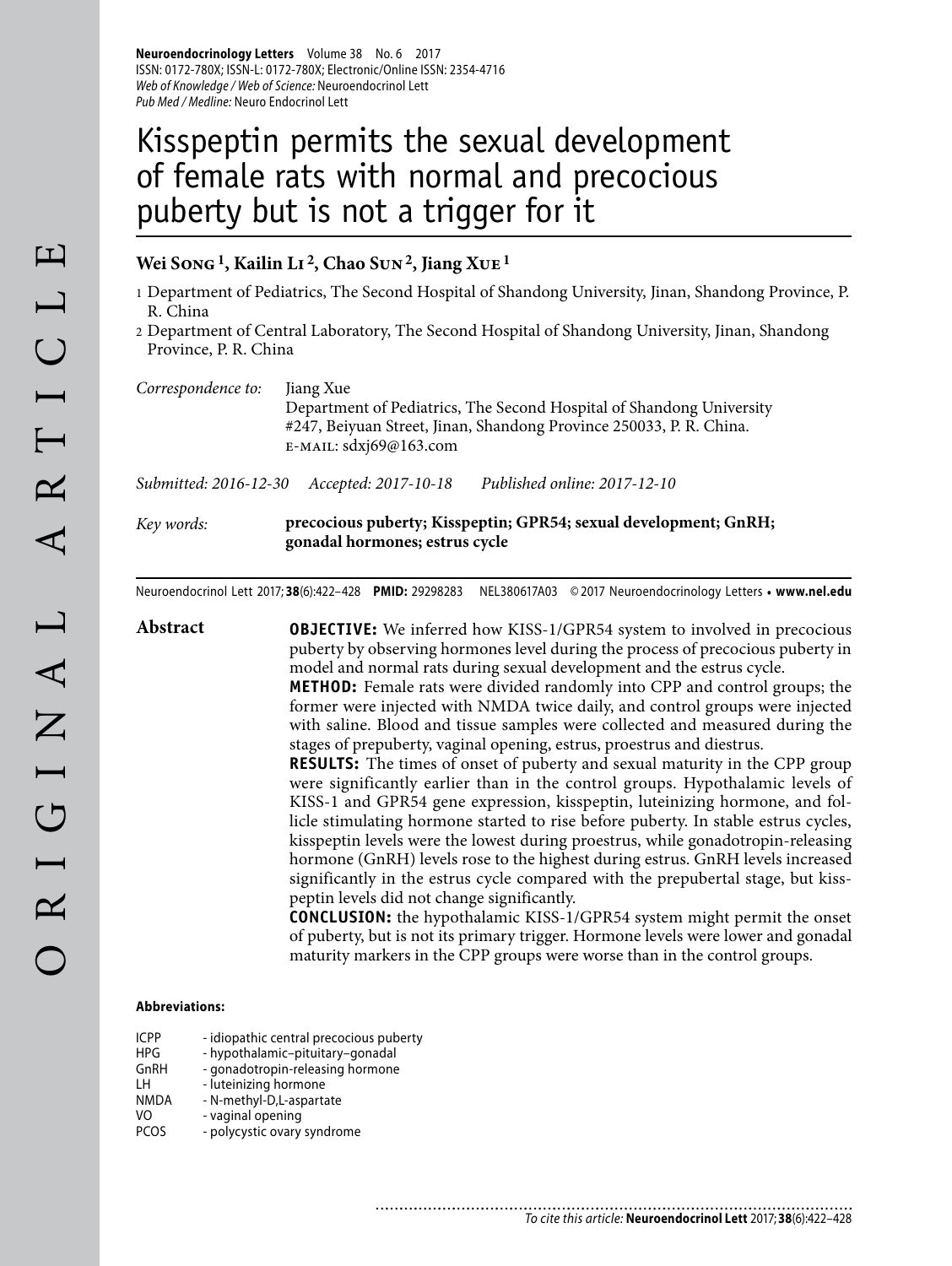# Kisspeptin permits the sexual development of female rats with normal and precocious puberty but is not a trigger for it

**Wei Song [1], Kailin Li [2], Chao Sun [2], Jiang Xue [1]**

1 Department of Pediatrics, The Second Hospital of Shandong University, Jinan, Shandong Province, P. R. China
2 Department of Central Laboratory, The Second Hospital of Shandong University, Jinan, Shandong Province, P. R. China

*Correspondence to:* Jiang Xue
Department of Pediatrics, The Second Hospital of Shandong University
#247, Beiyuan Street, Jinan, Shandong Province 250033, P. R. China.
E-MAIL: sdxj69@163.com

*Submitted: 2016-12-30* *Accepted: 2017-10-18* *Published online: 2017-12-10*

*Key words:* **precocious puberty; Kisspeptin; GPR54; sexual development; GnRH; gonadal hormones; estrus cycle**

Neuroendocrinol Lett 2017; **38**(6):422–428 **PMID:** 29298283 NEL380617A03 © 2017 Neuroendocrinology Letters • **www.nel.edu**

## Abstract

**OBJECTIVE:** We inferred how KISS-1/GPR54 system to involved in precocious puberty by observing hormones level during the process of precocious puberty in model and normal rats during sexual development and the estrus cycle.

**METHOD:** Female rats were divided randomly into CPP and control groups; the former were injected with NMDA twice daily, and control groups were injected with saline. Blood and tissue samples were collected and measured during the stages of prepuberty, vaginal opening, estrus, proestrus and diestrus.

**RESULTS:** The times of onset of puberty and sexual maturity in the CPP group were significantly earlier than in the control groups. Hypothalamic levels of KISS-1 and GPR54 gene expression, kisspeptin, luteinizing hormone, and follicle stimulating hormone started to rise before puberty. In stable estrus cycles, kisspeptin levels were the lowest during proestrus, while gonadotropin-releasing hormone (GnRH) levels rose to the highest during estrus. GnRH levels increased significantly in the estrus cycle compared with the prepubertal stage, but kisspeptin levels did not change significantly.

**CONCLUSION:** the hypothalamic KISS-1/GPR54 system might permit the onset of puberty, but is not its primary trigger. Hormone levels were lower and gonadal maturity markers in the CPP groups were worse than in the control groups.

**Abbreviations:**

| | |
|---|---|
| ICPP | - idiopathic central precocious puberty |
| HPG | - hypothalamic–pituitary–gonadal |
| GnRH | - gonadotropin-releasing hormone |
| LH | - luteinizing hormone |
| NMDA | - N-methyl-D,L-aspartate |
| VO | - vaginal opening |
| PCOS | - polycystic ovary syndrome |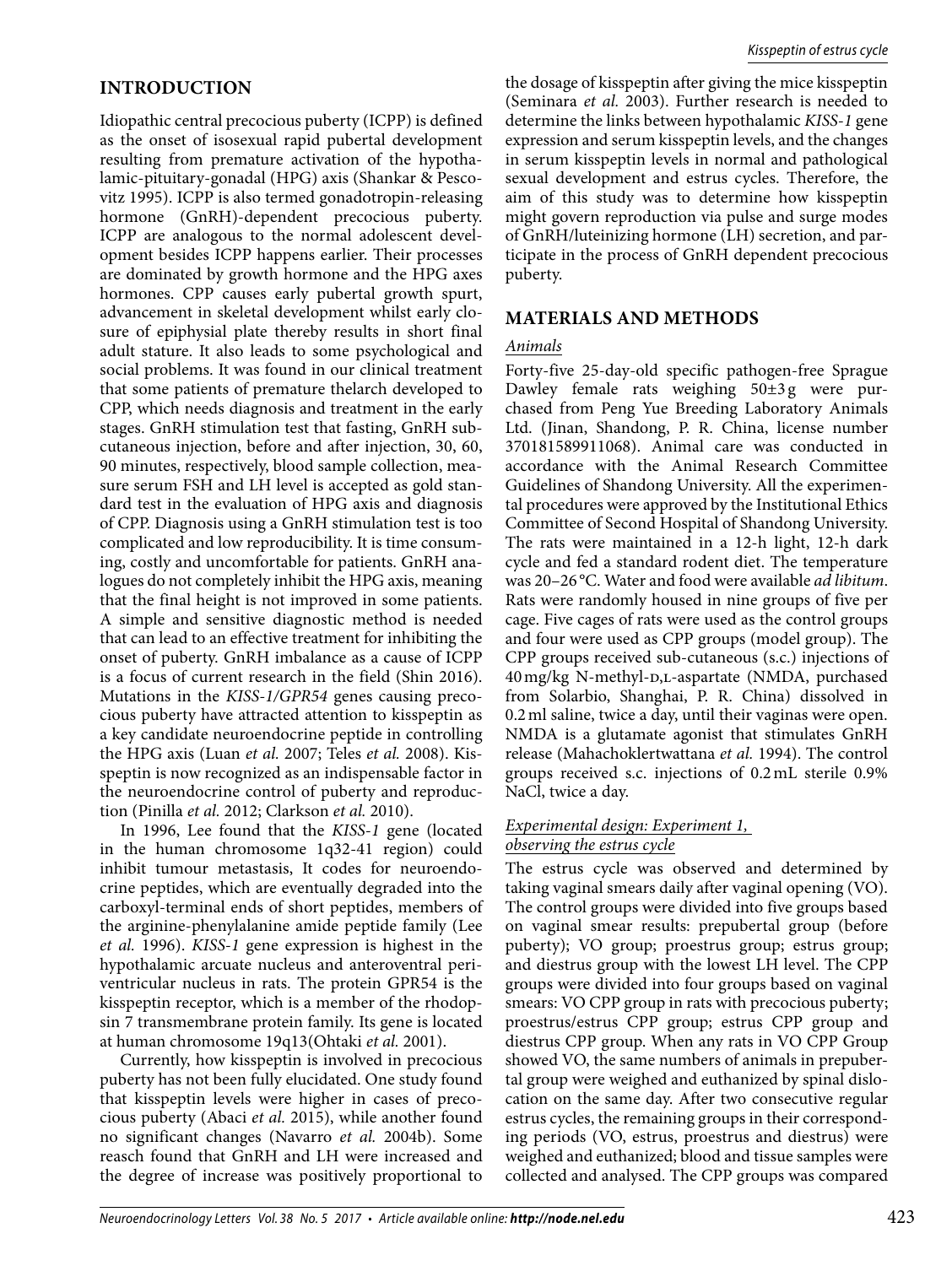## INTRODUCTION

Idiopathic central precocious puberty (ICPP) is defined as the onset of isosexual rapid pubertal development resulting from premature activation of the hypothalamic-pituitary-gonadal (HPG) axis (Shankar & Pescovitz 1995). ICPP is also termed gonadotropin-releasing hormone (GnRH)-dependent precocious puberty. ICPP are analogous to the normal adolescent development besides ICPP happens earlier. Their processes are dominated by growth hormone and the HPG axes hormones. CPP causes early pubertal growth spurt, advancement in skeletal development whilst early closure of epiphysial plate thereby results in short final adult stature. It also leads to some psychological and social problems. It was found in our clinical treatment that some patients of premature thelarch developed to CPP, which needs diagnosis and treatment in the early stages. GnRH stimulation test that fasting, GnRH subcutaneous injection, before and after injection, 30, 60, 90 minutes, respectively, blood sample collection, measure serum FSH and LH level is accepted as gold standard test in the evaluation of HPG axis and diagnosis of CPP. Diagnosis using a GnRH stimulation test is too complicated and low reproducibility. It is time consuming, costly and uncomfortable for patients. GnRH analogues do not completely inhibit the HPG axis, meaning that the final height is not improved in some patients. A simple and sensitive diagnostic method is needed that can lead to an effective treatment for inhibiting the onset of puberty. GnRH imbalance as a cause of ICPP is a focus of current research in the field (Shin 2016). Mutations in the *KISS-1/GPR54* genes causing precocious puberty have attracted attention to kisspeptin as a key candidate neuroendocrine peptide in controlling the HPG axis (Luan *et al.* 2007; Teles *et al.* 2008). Kisspeptin is now recognized as an indispensable factor in the neuroendocrine control of puberty and reproduction (Pinilla *et al.* 2012; Clarkson *et al.* 2010).

In 1996, Lee found that the *KISS-1* gene (located in the human chromosome 1q32-41 region) could inhibit tumour metastasis, It codes for neuroendocrine peptides, which are eventually degraded into the carboxyl-terminal ends of short peptides, members of the arginine-phenylalanine amide peptide family (Lee *et al.* 1996). *KISS-1* gene expression is highest in the hypothalamic arcuate nucleus and anteroventral periventricular nucleus in rats. The protein GPR54 is the kisspeptin receptor, which is a member of the rhodopsin 7 transmembrane protein family. Its gene is located at human chromosome 19q13(Ohtaki *et al.* 2001).

Currently, how kisspeptin is involved in precocious puberty has not been fully elucidated. One study found that kisspeptin levels were higher in cases of precocious puberty (Abaci *et al.* 2015), while another found no significant changes (Navarro *et al.* 2004b). Some reasch found that GnRH and LH were increased and the degree of increase was positively proportional to the dosage of kisspeptin after giving the mice kisspeptin (Seminara *et al.* 2003). Further research is needed to determine the links between hypothalamic *KISS-1* gene expression and serum kisspeptin levels, and the changes in serum kisspeptin levels in normal and pathological sexual development and estrus cycles. Therefore, the aim of this study was to determine how kisspeptin might govern reproduction via pulse and surge modes of GnRH/luteinizing hormone (LH) secretion, and participate in the process of GnRH dependent precocious puberty.

## MATERIALS AND METHODS

### *Animals*

Forty-five 25-day-old specific pathogen-free Sprague Dawley female rats weighing 50±3 g were purchased from Peng Yue Breeding Laboratory Animals Ltd. (Jinan, Shandong, P. R. China, license number 370181589911068). Animal care was conducted in accordance with the Animal Research Committee Guidelines of Shandong University. All the experimental procedures were approved by the Institutional Ethics Committee of Second Hospital of Shandong University. The rats were maintained in a 12-h light, 12-h dark cycle and fed a standard rodent diet. The temperature was 20–26 °C. Water and food were available *ad libitum*. Rats were randomly housed in nine groups of five per cage. Five cages of rats were used as the control groups and four were used as CPP groups (model group). The CPP groups received sub-cutaneous (s.c.) injections of 40 mg/kg N-methyl-D,L-aspartate (NMDA, purchased from Solarbio, Shanghai, P. R. China) dissolved in 0.2 ml saline, twice a day, until their vaginas were open. NMDA is a glutamate agonist that stimulates GnRH release (Mahachoklertwattana *et al.* 1994). The control groups received s.c. injections of 0.2 mL sterile 0.9% NaCl, twice a day.

### *Experimental design: Experiment 1, observing the estrus cycle*

The estrus cycle was observed and determined by taking vaginal smears daily after vaginal opening (VO). The control groups were divided into five groups based on vaginal smear results: prepubertal group (before puberty); VO group; proestrus group; estrus group; and diestrus group with the lowest LH level. The CPP groups were divided into four groups based on vaginal smears: VO CPP group in rats with precocious puberty; proestrus/estrus CPP group; estrus CPP group and diestrus CPP group. When any rats in VO CPP Group showed VO, the same numbers of animals in prepubertal group were weighed and euthanized by spinal dislocation on the same day. After two consecutive regular estrus cycles, the remaining groups in their corresponding periods (VO, estrus, proestrus and diestrus) were weighed and euthanized; blood and tissue samples were collected and analysed. The CPP groups was compared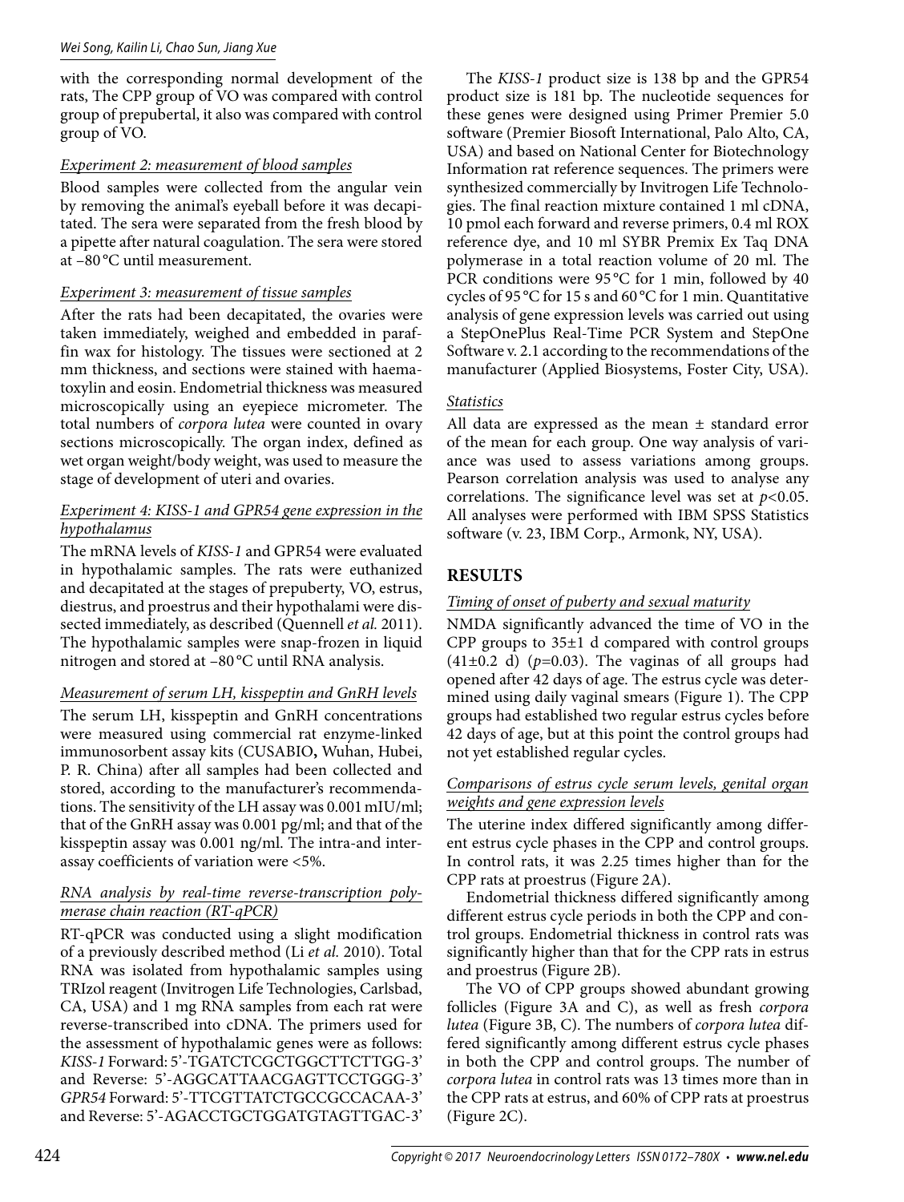with the corresponding normal development of the rats, The CPP group of VO was compared with control group of prepubertal, it also was compared with control group of VO.

### *Experiment 2: measurement of blood samples*

Blood samples were collected from the angular vein by removing the animal's eyeball before it was decapitated. The sera were separated from the fresh blood by a pipette after natural coagulation. The sera were stored at –80 °C until measurement.

### *Experiment 3: measurement of tissue samples*

After the rats had been decapitated, the ovaries were taken immediately, weighed and embedded in paraffin wax for histology. The tissues were sectioned at 2 mm thickness, and sections were stained with haematoxylin and eosin. Endometrial thickness was measured microscopically using an eyepiece micrometer. The total numbers of *corpora lutea* were counted in ovary sections microscopically. The organ index, defined as wet organ weight/body weight, was used to measure the stage of development of uteri and ovaries.

### *Experiment 4: KISS-1 and GPR54 gene expression in the hypothalamus*

The mRNA levels of *KISS-1* and GPR54 were evaluated in hypothalamic samples. The rats were euthanized and decapitated at the stages of prepuberty, VO, estrus, diestrus, and proestrus and their hypothalami were dissected immediately, as described (Quennell *et al.* 2011). The hypothalamic samples were snap-frozen in liquid nitrogen and stored at –80 °C until RNA analysis.

### *Measurement of serum LH, kisspeptin and GnRH levels*

The serum LH, kisspeptin and GnRH concentrations were measured using commercial rat enzyme-linked immunosorbent assay kits (CUSABIO**,** Wuhan, Hubei, P. R. China) after all samples had been collected and stored, according to the manufacturer's recommendations. The sensitivity of the LH assay was 0.001 mIU/ml; that of the GnRH assay was 0.001 pg/ml; and that of the kisspeptin assay was 0.001 ng/ml. The intra-and inter-assay coefficients of variation were <5%.

### *RNA analysis by real-time reverse-transcription polymerase chain reaction (RT-qPCR)*

RT-qPCR was conducted using a slight modification of a previously described method (Li *et al.* 2010). Total RNA was isolated from hypothalamic samples using TRIzol reagent (Invitrogen Life Technologies, Carlsbad, CA, USA) and 1 mg RNA samples from each rat were reverse-transcribed into cDNA. The primers used for the assessment of hypothalamic genes were as follows: *KISS-1* Forward: 5'-TGATCTCGCTGGCTTCTTGG-3' and Reverse: 5'-AGGCATTAACGAGTTCCTGGG-3' *GPR54* Forward: 5'-TTCGTTATCTGCCGCCACAA-3' and Reverse: 5'-AGACCTGCTGGATGTAGTTGAC-3'

The *KISS-1* product size is 138 bp and the GPR54 product size is 181 bp. The nucleotide sequences for these genes were designed using Primer Premier 5.0 software (Premier Biosoft International, Palo Alto, CA, USA) and based on National Center for Biotechnology Information rat reference sequences. The primers were synthesized commercially by Invitrogen Life Technologies. The final reaction mixture contained 1 ml cDNA, 10 pmol each forward and reverse primers, 0.4 ml ROX reference dye, and 10 ml SYBR Premix Ex Taq DNA polymerase in a total reaction volume of 20 ml. The PCR conditions were 95 °C for 1 min, followed by 40 cycles of 95 °C for 15 s and 60 °C for 1 min. Quantitative analysis of gene expression levels was carried out using a StepOnePlus Real-Time PCR System and StepOne Software v. 2.1 according to the recommendations of the manufacturer (Applied Biosystems, Foster City, USA).

### *Statistics*

All data are expressed as the mean ± standard error of the mean for each group. One way analysis of variance was used to assess variations among groups. Pearson correlation analysis was used to analyse any correlations. The significance level was set at $p<0.05$. All analyses were performed with IBM SPSS Statistics software (v. 23, IBM Corp., Armonk, NY, USA).

## RESULTS

### *Timing of onset of puberty and sexual maturity*

NMDA significantly advanced the time of VO in the CPP groups to 35±1 d compared with control groups (41±0.2 d) ($p=0.03$). The vaginas of all groups had opened after 42 days of age. The estrus cycle was determined using daily vaginal smears (Figure 1). The CPP groups had established two regular estrus cycles before 42 days of age, but at this point the control groups had not yet established regular cycles.

### *Comparisons of estrus cycle serum levels, genital organ weights and gene expression levels*

The uterine index differed significantly among different estrus cycle phases in the CPP and control groups. In control rats, it was 2.25 times higher than for the CPP rats at proestrus (Figure 2A).

Endometrial thickness differed significantly among different estrus cycle periods in both the CPP and control groups. Endometrial thickness in control rats was significantly higher than that for the CPP rats in estrus and proestrus (Figure 2B).

The VO of CPP groups showed abundant growing follicles (Figure 3A and C), as well as fresh *corpora lutea* (Figure 3B, C). The numbers of *corpora lutea* differed significantly among different estrus cycle phases in both the CPP and control groups. The number of *corpora lutea* in control rats was 13 times more than in the CPP rats at estrus, and 60% of CPP rats at proestrus (Figure 2C).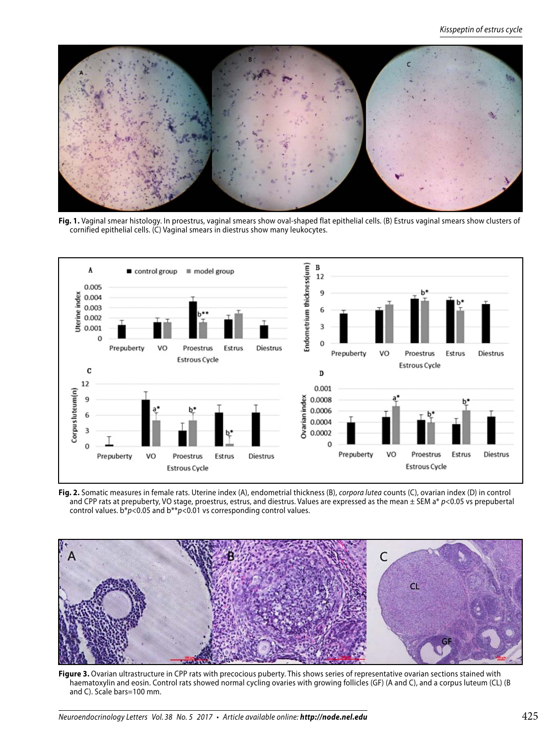**Fig. 1.** Vaginal smear histology. In proestrus, vaginal smears show oval-shaped flat epithelial cells. (B) Estrus vaginal smears show clusters of cornified epithelial cells. (C) Vaginal smears in diestrus show many leukocytes.

**Fig. 2.** Somatic measures in female rats. Uterine index (A), endometrial thickness (B), *corpora lutea* counts (C), ovarian index (D) in control and CPP rats at prepuberty, VO stage, proestrus, estrus, and diestrus. Values are expressed as the mean ± SEM a* $p<0.05$ vs prepubertal control values. b*$p<0.05$ and b**$p<0.01$ vs corresponding control values.

**Figure 3.** Ovarian ultrastructure in CPP rats with precocious puberty. This shows series of representative ovarian sections stained with haematoxylin and eosin. Control rats showed normal cycling ovaries with growing follicles (GF) (A and C), and a corpus luteum (CL) (B and C). Scale bars=100 mm.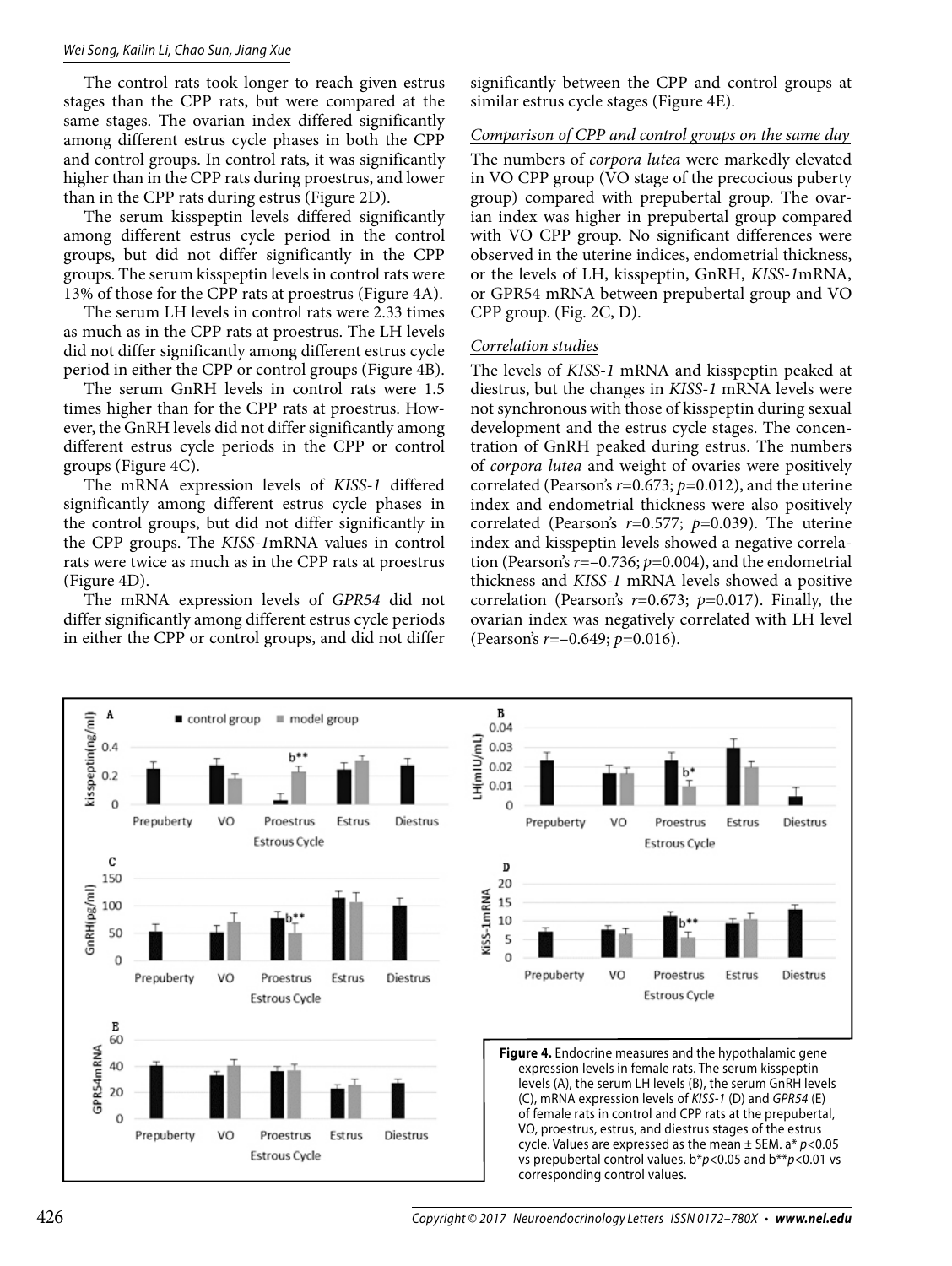The control rats took longer to reach given estrus stages than the CPP rats, but were compared at the same stages. The ovarian index differed significantly among different estrus cycle phases in both the CPP and control groups. In control rats, it was significantly higher than in the CPP rats during proestrus, and lower than in the CPP rats during estrus (Figure 2D).

The serum kisspeptin levels differed significantly among different estrus cycle period in the control groups, but did not differ significantly in the CPP groups. The serum kisspeptin levels in control rats were 13% of those for the CPP rats at proestrus (Figure 4A).

The serum LH levels in control rats were 2.33 times as much as in the CPP rats at proestrus. The LH levels did not differ significantly among different estrus cycle period in either the CPP or control groups (Figure 4B).

The serum GnRH levels in control rats were 1.5 times higher than for the CPP rats at proestrus. However, the GnRH levels did not differ significantly among different estrus cycle periods in the CPP or control groups (Figure 4C).

The mRNA expression levels of *KISS-1* differed significantly among different estrus cycle phases in the control groups, but did not differ significantly in the CPP groups. The *KISS-1*mRNA values in control rats were twice as much as in the CPP rats at proestrus (Figure 4D).

The mRNA expression levels of *GPR54* did not differ significantly among different estrus cycle periods in either the CPP or control groups, and did not differ significantly between the CPP and control groups at similar estrus cycle stages (Figure 4E).

*Comparison of CPP and control groups on the same day*

The numbers of *corpora lutea* were markedly elevated in VO CPP group (VO stage of the precocious puberty group) compared with prepubertal group. The ovarian index was higher in prepubertal group compared with VO CPP group. No significant differences were observed in the uterine indices, endometrial thickness, or the levels of LH, kisspeptin, GnRH, *KISS-1*mRNA, or GPR54 mRNA between prepubertal group and VO CPP group. (Fig. 2C, D).

*Correlation studies*

The levels of *KISS-1* mRNA and kisspeptin peaked at diestrus, but the changes in *KISS-1* mRNA levels were not synchronous with those of kisspeptin during sexual development and the estrus cycle stages. The concentration of GnRH peaked during estrus. The numbers of *corpora lutea* and weight of ovaries were positively correlated (Pearson's $r$=0.673; $p$=0.012), and the uterine index and endometrial thickness were also positively correlated (Pearson's $r$=0.577; $p$=0.039). The uterine index and kisspeptin levels showed a negative correlation (Pearson's $r$=−0.736; $p$=0.004), and the endometrial thickness and *KISS-1* mRNA levels showed a positive correlation (Pearson's $r$=0.673; $p$=0.017). Finally, the ovarian index was negatively correlated with LH level (Pearson's $r$=−0.649; $p$=0.016).

**Figure 4.** Endocrine measures and the hypothalamic gene expression levels in female rats. The serum kisspeptin levels (A), the serum LH levels (B), the serum GnRH levels (C), mRNA expression levels of *KISS-1* (D) and *GPR54* (E) of female rats in control and CPP rats at the prepubertal, VO, proestrus, estrus, and diestrus stages of the estrus cycle. Values are expressed as the mean ± SEM. a* $p$<0.05 vs prepubertal control values. b*$p$<0.05 and b**$p$<0.01 vs corresponding control values.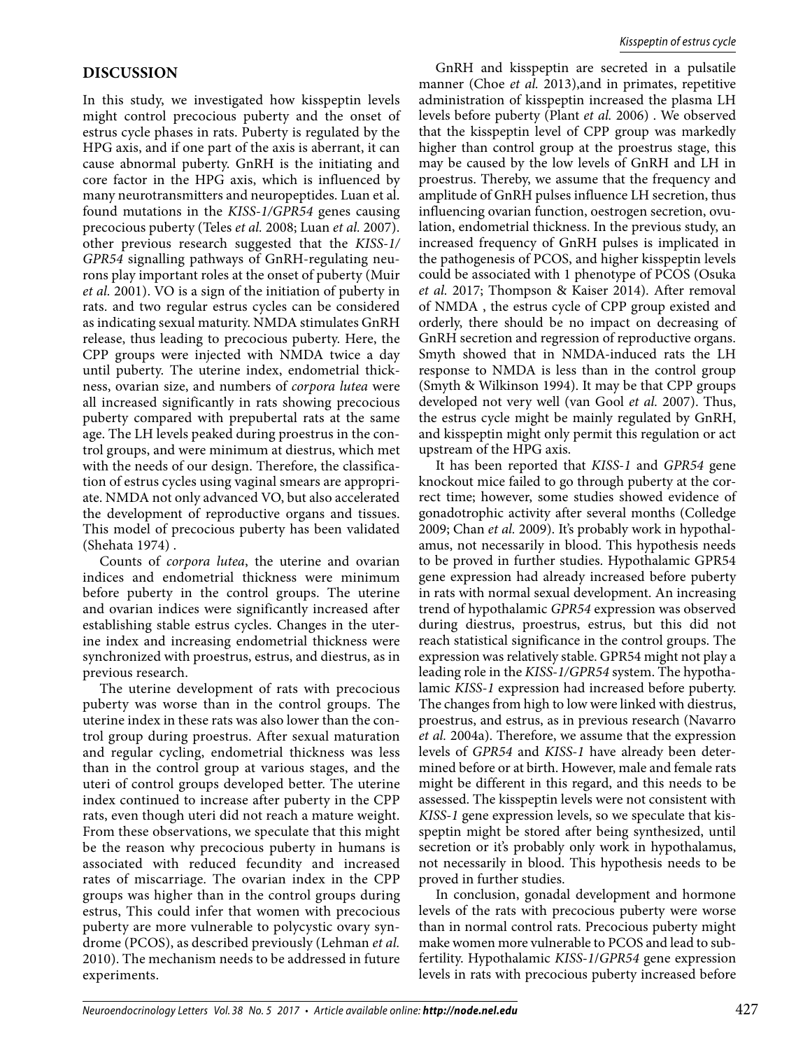## DISCUSSION

In this study, we investigated how kisspeptin levels might control precocious puberty and the onset of estrus cycle phases in rats. Puberty is regulated by the HPG axis, and if one part of the axis is aberrant, it can cause abnormal puberty. GnRH is the initiating and core factor in the HPG axis, which is influenced by many neurotransmitters and neuropeptides. Luan et al. found mutations in the *KISS-1/GPR54* genes causing precocious puberty (Teles *et al.* 2008; Luan *et al.* 2007). other previous research suggested that the *KISS-1/GPR54* signalling pathways of GnRH-regulating neurons play important roles at the onset of puberty (Muir *et al.* 2001). VO is a sign of the initiation of puberty in rats. and two regular estrus cycles can be considered as indicating sexual maturity. NMDA stimulates GnRH release, thus leading to precocious puberty. Here, the CPP groups were injected with NMDA twice a day until puberty. The uterine index, endometrial thickness, ovarian size, and numbers of *corpora lutea* were all increased significantly in rats showing precocious puberty compared with prepubertal rats at the same age. The LH levels peaked during proestrus in the control groups, and were minimum at diestrus, which met with the needs of our design. Therefore, the classification of estrus cycles using vaginal smears are appropriate. NMDA not only advanced VO, but also accelerated the development of reproductive organs and tissues. This model of precocious puberty has been validated (Shehata 1974) .

Counts of *corpora lutea*, the uterine and ovarian indices and endometrial thickness were minimum before puberty in the control groups. The uterine and ovarian indices were significantly increased after establishing stable estrus cycles. Changes in the uterine index and increasing endometrial thickness were synchronized with proestrus, estrus, and diestrus, as in previous research.

The uterine development of rats with precocious puberty was worse than in the control groups. The uterine index in these rats was also lower than the control group during proestrus. After sexual maturation and regular cycling, endometrial thickness was less than in the control group at various stages, and the uteri of control groups developed better. The uterine index continued to increase after puberty in the CPP rats, even though uteri did not reach a mature weight. From these observations, we speculate that this might be the reason why precocious puberty in humans is associated with reduced fecundity and increased rates of miscarriage. The ovarian index in the CPP groups was higher than in the control groups during estrus, This could infer that women with precocious puberty are more vulnerable to polycystic ovary syndrome (PCOS), as described previously (Lehman *et al.* 2010). The mechanism needs to be addressed in future experiments.

GnRH and kisspeptin are secreted in a pulsatile manner (Choe *et al.* 2013),and in primates, repetitive administration of kisspeptin increased the plasma LH levels before puberty (Plant *et al.* 2006) . We observed that the kisspeptin level of CPP group was markedly higher than control group at the proestrus stage, this may be caused by the low levels of GnRH and LH in proestrus. Thereby, we assume that the frequency and amplitude of GnRH pulses influence LH secretion, thus influencing ovarian function, oestrogen secretion, ovulation, endometrial thickness. In the previous study, an increased frequency of GnRH pulses is implicated in the pathogenesis of PCOS, and higher kisspeptin levels could be associated with 1 phenotype of PCOS (Osuka *et al.* 2017; Thompson & Kaiser 2014). After removal of NMDA , the estrus cycle of CPP group existed and orderly, there should be no impact on decreasing of GnRH secretion and regression of reproductive organs. Smyth showed that in NMDA-induced rats the LH response to NMDA is less than in the control group (Smyth & Wilkinson 1994). It may be that CPP groups developed not very well (van Gool *et al.* 2007). Thus, the estrus cycle might be mainly regulated by GnRH, and kisspeptin might only permit this regulation or act upstream of the HPG axis.

It has been reported that *KISS-1* and *GPR54* gene knockout mice failed to go through puberty at the correct time; however, some studies showed evidence of gonadotrophic activity after several months (Colledge 2009; Chan *et al.* 2009). It's probably work in hypothalamus, not necessarily in blood. This hypothesis needs to be proved in further studies. Hypothalamic GPR54 gene expression had already increased before puberty in rats with normal sexual development. An increasing trend of hypothalamic *GPR54* expression was observed during diestrus, proestrus, estrus, but this did not reach statistical significance in the control groups. The expression was relatively stable. GPR54 might not play a leading role in the *KISS-1/GPR54* system. The hypothalamic *KISS-1* expression had increased before puberty. The changes from high to low were linked with diestrus, proestrus, and estrus, as in previous research (Navarro *et al.* 2004a). Therefore, we assume that the expression levels of *GPR54* and *KISS-1* have already been determined before or at birth. However, male and female rats might be different in this regard, and this needs to be assessed. The kisspeptin levels were not consistent with *KISS-1* gene expression levels, so we speculate that kisspeptin might be stored after being synthesized, until secretion or it's probably only work in hypothalamus, not necessarily in blood. This hypothesis needs to be proved in further studies.

In conclusion, gonadal development and hormone levels of the rats with precocious puberty were worse than in normal control rats. Precocious puberty might make women more vulnerable to PCOS and lead to subfertility. Hypothalamic *KISS-1*/*GPR54* gene expression levels in rats with precocious puberty increased before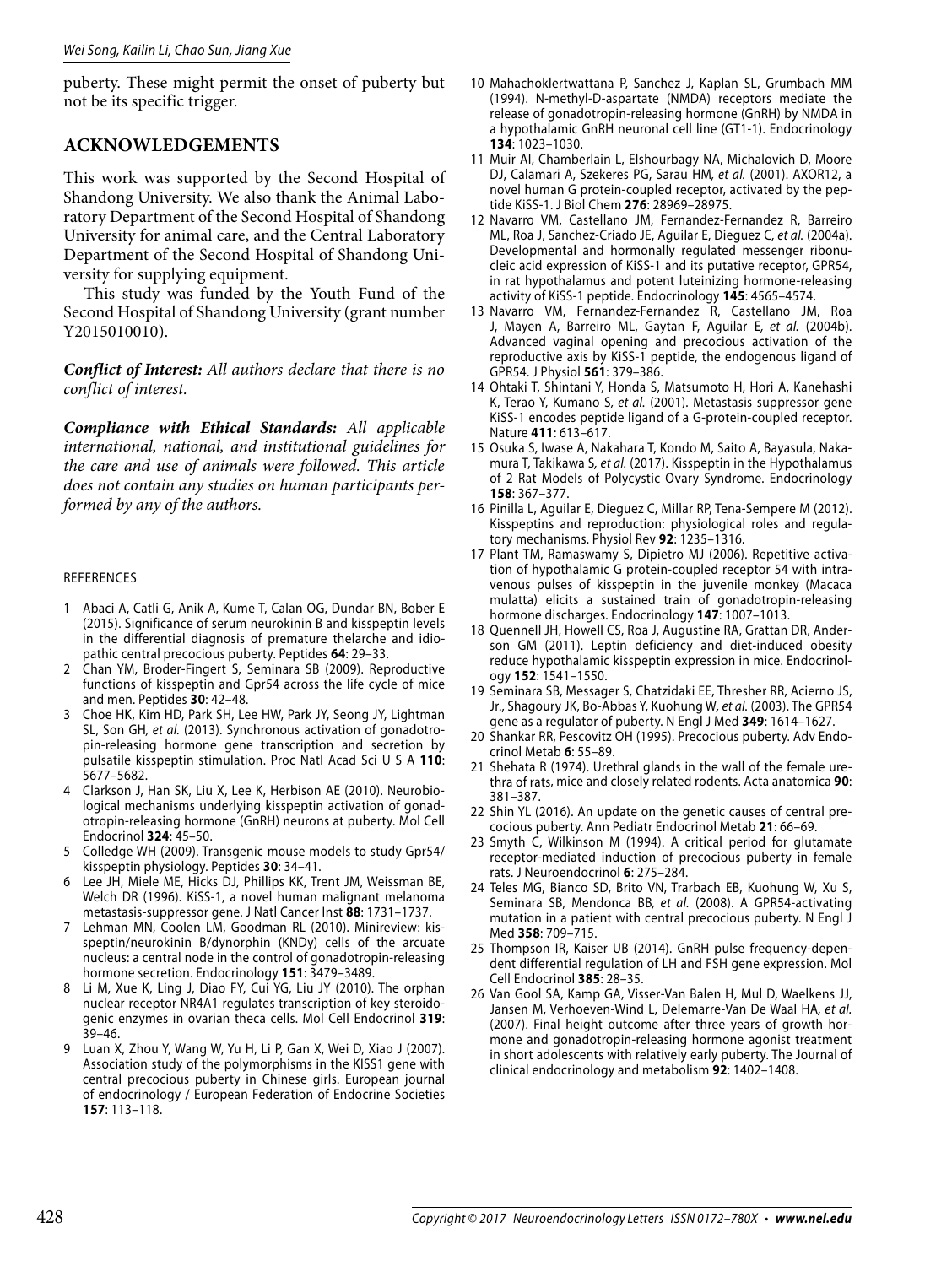puberty. These might permit the onset of puberty but not be its specific trigger.

## ACKNOWLEDGEMENTS

This work was supported by the Second Hospital of Shandong University. We also thank the Animal Laboratory Department of the Second Hospital of Shandong University for animal care, and the Central Laboratory Department of the Second Hospital of Shandong University for supplying equipment.

This study was funded by the Youth Fund of the Second Hospital of Shandong University (grant number Y2015010010).

***Conflict of Interest:*** *All authors declare that there is no conflict of interest.*

***Compliance with Ethical Standards:*** *All applicable international, national, and institutional guidelines for the care and use of animals were followed. This article does not contain any studies on human participants performed by any of the authors.*

### REFERENCES

1. Abaci A, Catli G, Anik A, Kume T, Calan OG, Dundar BN, Bober E (2015). Significance of serum neurokinin B and kisspeptin levels in the differential diagnosis of premature thelarche and idiopathic central precocious puberty. Peptides **64**: 29–33.
2. Chan YM, Broder-Fingert S, Seminara SB (2009). Reproductive functions of kisspeptin and Gpr54 across the life cycle of mice and men. Peptides **30**: 42–48.
3. Choe HK, Kim HD, Park SH, Lee HW, Park JY, Seong JY, Lightman SL, Son GH, *et al.* (2013). Synchronous activation of gonadotropin-releasing hormone gene transcription and secretion by pulsatile kisspeptin stimulation. Proc Natl Acad Sci U S A **110**: 5677–5682.
4. Clarkson J, Han SK, Liu X, Lee K, Herbison AE (2010). Neurobiological mechanisms underlying kisspeptin activation of gonadotropin-releasing hormone (GnRH) neurons at puberty. Mol Cell Endocrinol **324**: 45–50.
5. Colledge WH (2009). Transgenic mouse models to study Gpr54/kisspeptin physiology. Peptides **30**: 34–41.
6. Lee JH, Miele ME, Hicks DJ, Phillips KK, Trent JM, Weissman BE, Welch DR (1996). KiSS-1, a novel human malignant melanoma metastasis-suppressor gene. J Natl Cancer Inst **88**: 1731–1737.
7. Lehman MN, Coolen LM, Goodman RL (2010). Minireview: kisspeptin/neurokinin B/dynorphin (KNDy) cells of the arcuate nucleus: a central node in the control of gonadotropin-releasing hormone secretion. Endocrinology **151**: 3479–3489.
8. Li M, Xue K, Ling J, Diao FY, Cui YG, Liu JY (2010). The orphan nuclear receptor NR4A1 regulates transcription of key steroidogenic enzymes in ovarian theca cells. Mol Cell Endocrinol **319**: 39–46.
9. Luan X, Zhou Y, Wang W, Yu H, Li P, Gan X, Wei D, Xiao J (2007). Association study of the polymorphisms in the KISS1 gene with central precocious puberty in Chinese girls. European journal of endocrinology / European Federation of Endocrine Societies **157**: 113–118.
10. Mahachoklertwattana P, Sanchez J, Kaplan SL, Grumbach MM (1994). N-methyl-D-aspartate (NMDA) receptors mediate the release of gonadotropin-releasing hormone (GnRH) by NMDA in a hypothalamic GnRH neuronal cell line (GT1-1). Endocrinology **134**: 1023–1030.
11. Muir AI, Chamberlain L, Elshourbagy NA, Michalovich D, Moore DJ, Calamari A, Szekeres PG, Sarau HM, *et al.* (2001). AXOR12, a novel human G protein-coupled receptor, activated by the peptide KiSS-1. J Biol Chem **276**: 28969–28975.
12. Navarro VM, Castellano JM, Fernandez-Fernandez R, Barreiro ML, Roa J, Sanchez-Criado JE, Aguilar E, Dieguez C, *et al.* (2004a). Developmental and hormonally regulated messenger ribonucleic acid expression of KiSS-1 and its putative receptor, GPR54, in rat hypothalamus and potent luteinizing hormone-releasing activity of KiSS-1 peptide. Endocrinology **145**: 4565–4574.
13. Navarro VM, Fernandez-Fernandez R, Castellano JM, Roa J, Mayen A, Barreiro ML, Gaytan F, Aguilar E, *et al.* (2004b). Advanced vaginal opening and precocious activation of the reproductive axis by KiSS-1 peptide, the endogenous ligand of GPR54. J Physiol **561**: 379–386.
14. Ohtaki T, Shintani Y, Honda S, Matsumoto H, Hori A, Kanehashi K, Terao Y, Kumano S, *et al.* (2001). Metastasis suppressor gene KiSS-1 encodes peptide ligand of a G-protein-coupled receptor. Nature **411**: 613–617.
15. Osuka S, Iwase A, Nakahara T, Kondo M, Saito A, Bayasula, Nakamura T, Takikawa S, *et al.* (2017). Kisspeptin in the Hypothalamus of 2 Rat Models of Polycystic Ovary Syndrome. Endocrinology **158**: 367–377.
16. Pinilla L, Aguilar E, Dieguez C, Millar RP, Tena-Sempere M (2012). Kisspeptins and reproduction: physiological roles and regulatory mechanisms. Physiol Rev **92**: 1235–1316.
17. Plant TM, Ramaswamy S, Dipietro MJ (2006). Repetitive activation of hypothalamic G protein-coupled receptor 54 with intravenous pulses of kisspeptin in the juvenile monkey (Macaca mulatta) elicits a sustained train of gonadotropin-releasing hormone discharges. Endocrinology **147**: 1007–1013.
18. Quennell JH, Howell CS, Roa J, Augustine RA, Grattan DR, Anderson GM (2011). Leptin deficiency and diet-induced obesity reduce hypothalamic kisspeptin expression in mice. Endocrinology **152**: 1541–1550.
19. Seminara SB, Messager S, Chatzidaki EE, Thresher RR, Acierno JS, Jr., Shagoury JK, Bo-Abbas Y, Kuohung W, *et al.* (2003). The GPR54 gene as a regulator of puberty. N Engl J Med **349**: 1614–1627.
20. Shankar RR, Pescovitz OH (1995). Precocious puberty. Adv Endocrinol Metab **6**: 55–89.
21. Shehata R (1974). Urethral glands in the wall of the female urethra of rats, mice and closely related rodents. Acta anatomica **90**: 381–387.
22. Shin YL (2016). An update on the genetic causes of central precocious puberty. Ann Pediatr Endocrinol Metab **21**: 66–69.
23. Smyth C, Wilkinson M (1994). A critical period for glutamate receptor-mediated induction of precocious puberty in female rats. J Neuroendocrinol **6**: 275–284.
24. Teles MG, Bianco SD, Brito VN, Trarbach EB, Kuohung W, Xu S, Seminara SB, Mendonca BB, *et al.* (2008). A GPR54-activating mutation in a patient with central precocious puberty. N Engl J Med **358**: 709–715.
25. Thompson IR, Kaiser UB (2014). GnRH pulse frequency-dependent differential regulation of LH and FSH gene expression. Mol Cell Endocrinol **385**: 28–35.
26. Van Gool SA, Kamp GA, Visser-Van Balen H, Mul D, Waelkens JJ, Jansen M, Verhoeven-Wind L, Delemarre-Van De Waal HA, *et al.* (2007). Final height outcome after three years of growth hormone and gonadotropin-releasing hormone agonist treatment in short adolescents with relatively early puberty. The Journal of clinical endocrinology and metabolism **92**: 1402–1408.